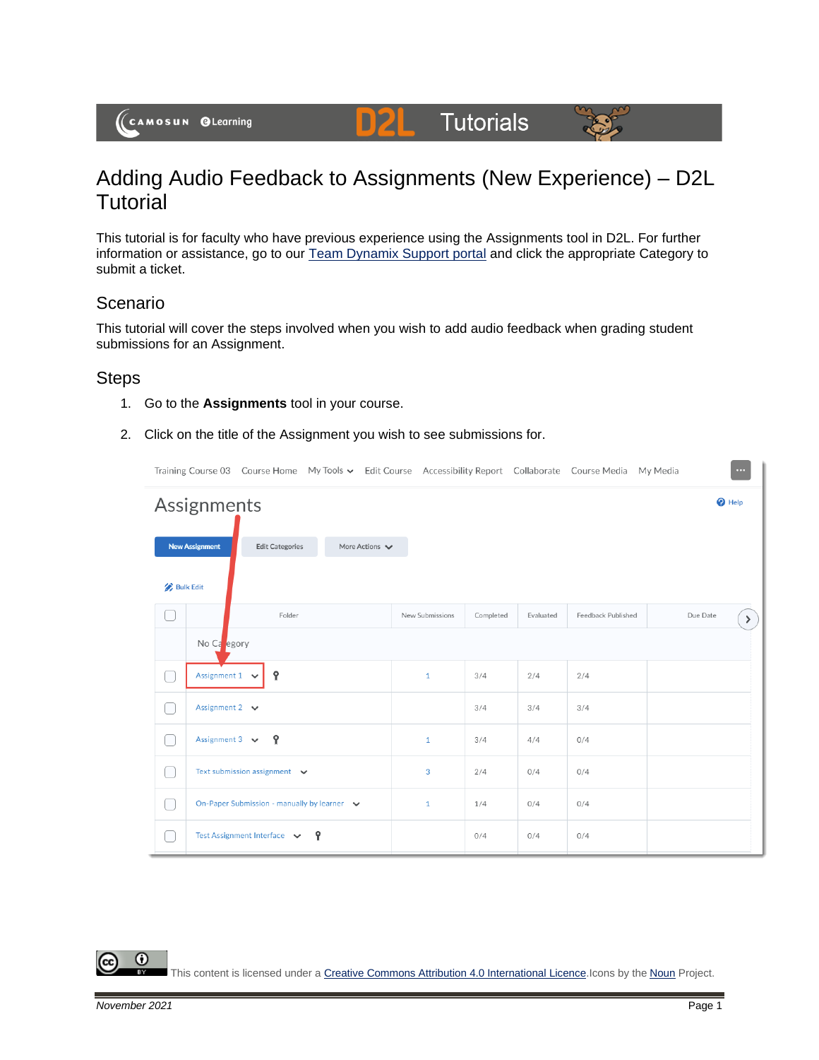# Adding Audio Feedback to Assignments (New Experience) – D2L Tutorial

This tutorial is for faculty who have previous experience using the Assignments tool in D2L. For further information or assistance, go to our Team Dynamix Support portal and click the appropriate Category to submit a ticket.

## Scenario

This tutorial will cover the steps involved when you wish to add audio feedback when grading student submissions for an Assignment.

## Steps

1. Go to the **Assignments** tool in your course.
2. Click on the title of the Assignment you wish to see submissions for.

This content is licensed under a Creative Commons Attribution 4.0 International Licence. Icons by the Noun Project.

*November 2021*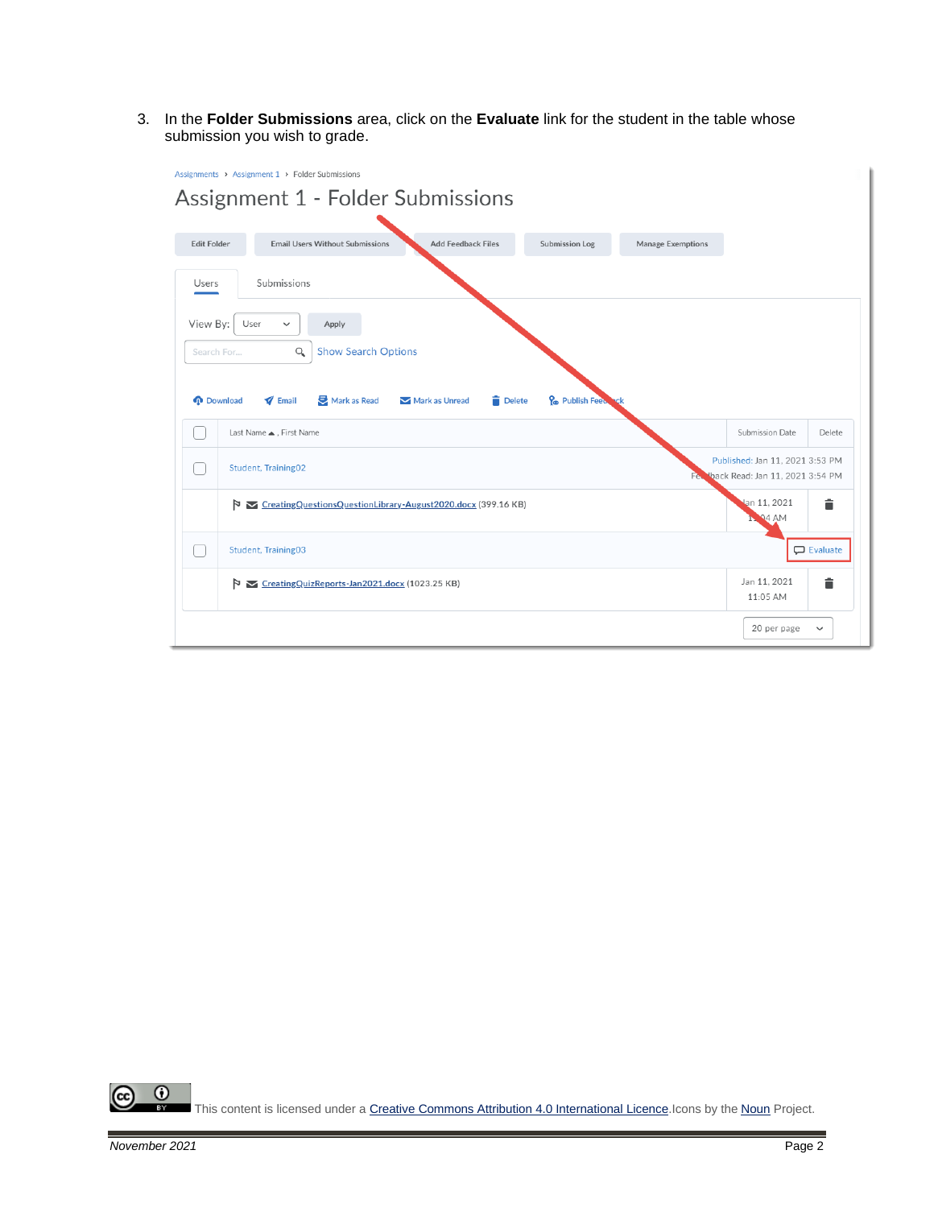3. In the **Folder Submissions** area, click on the **Evaluate** link for the student in the table whose submission you wish to grade.

This content is licensed under a Creative Commons Attribution 4.0 International Licence. Icons by the Noun Project.

*November 2021*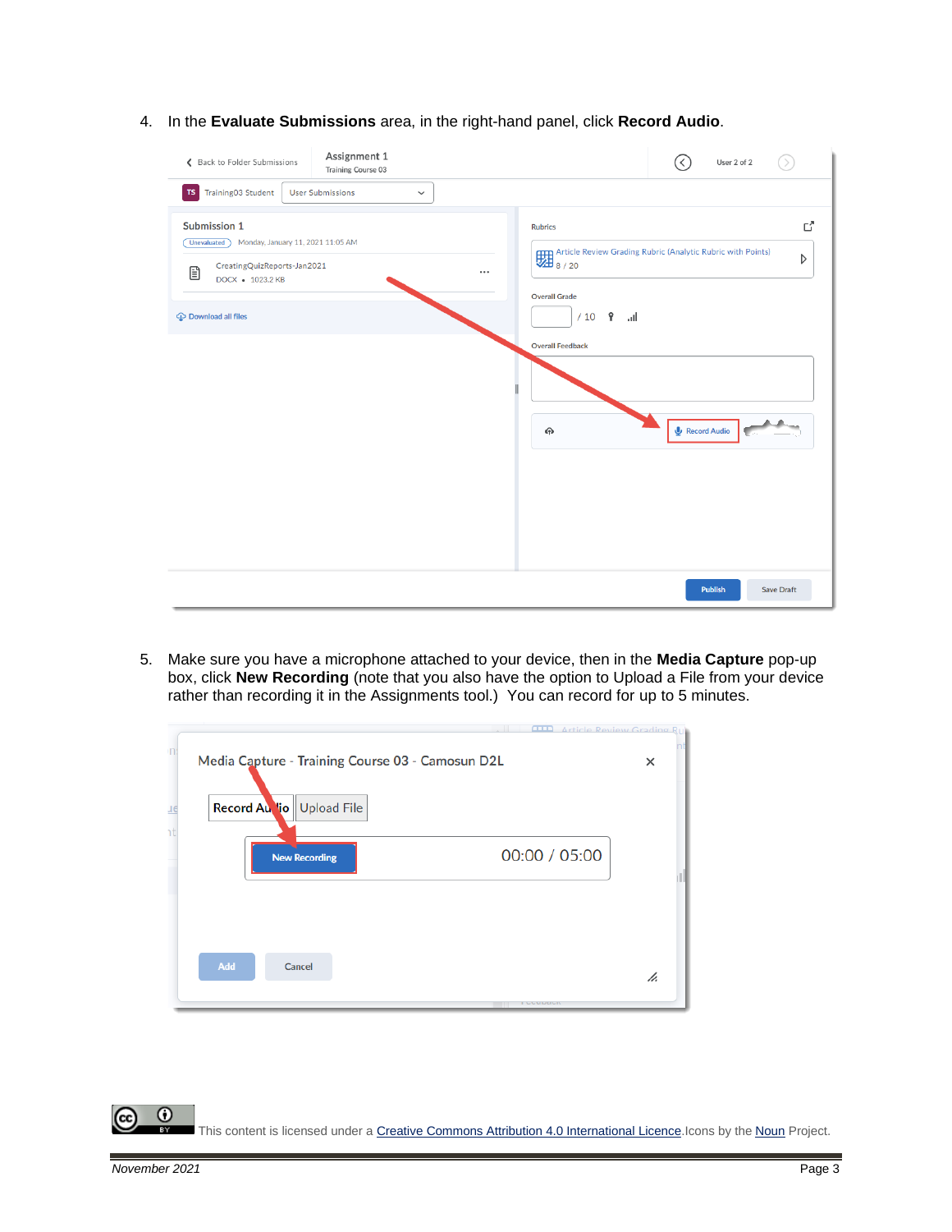4. In the **Evaluate Submissions** area, in the right-hand panel, click **Record Audio**.

5. Make sure you have a microphone attached to your device, then in the **Media Capture** pop-up box, click **New Recording** (note that you also have the option to Upload a File from your device rather than recording it in the Assignments tool.) You can record for up to 5 minutes.

This content is licensed under a Creative Commons Attribution 4.0 International Licence. Icons by the Noun Project.

*November 2021*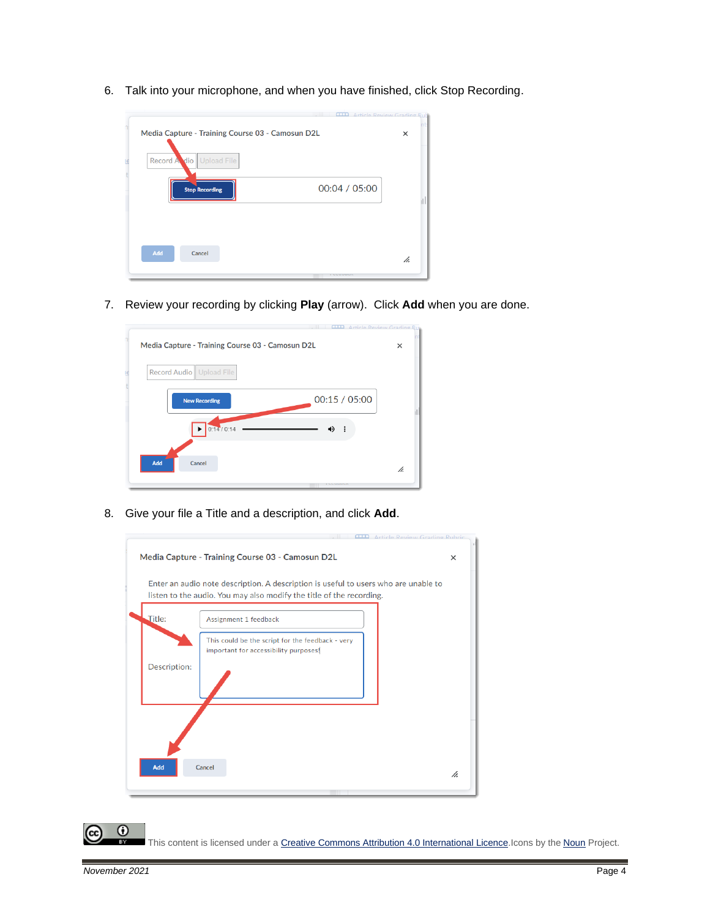6. Talk into your microphone, and when you have finished, click Stop Recording.

7. Review your recording by clicking **Play** (arrow). Click **Add** when you are done.

8. Give your file a Title and a description, and click **Add**.

This content is licensed under a Creative Commons Attribution 4.0 International Licence. Icons by the Noun Project.

November 2021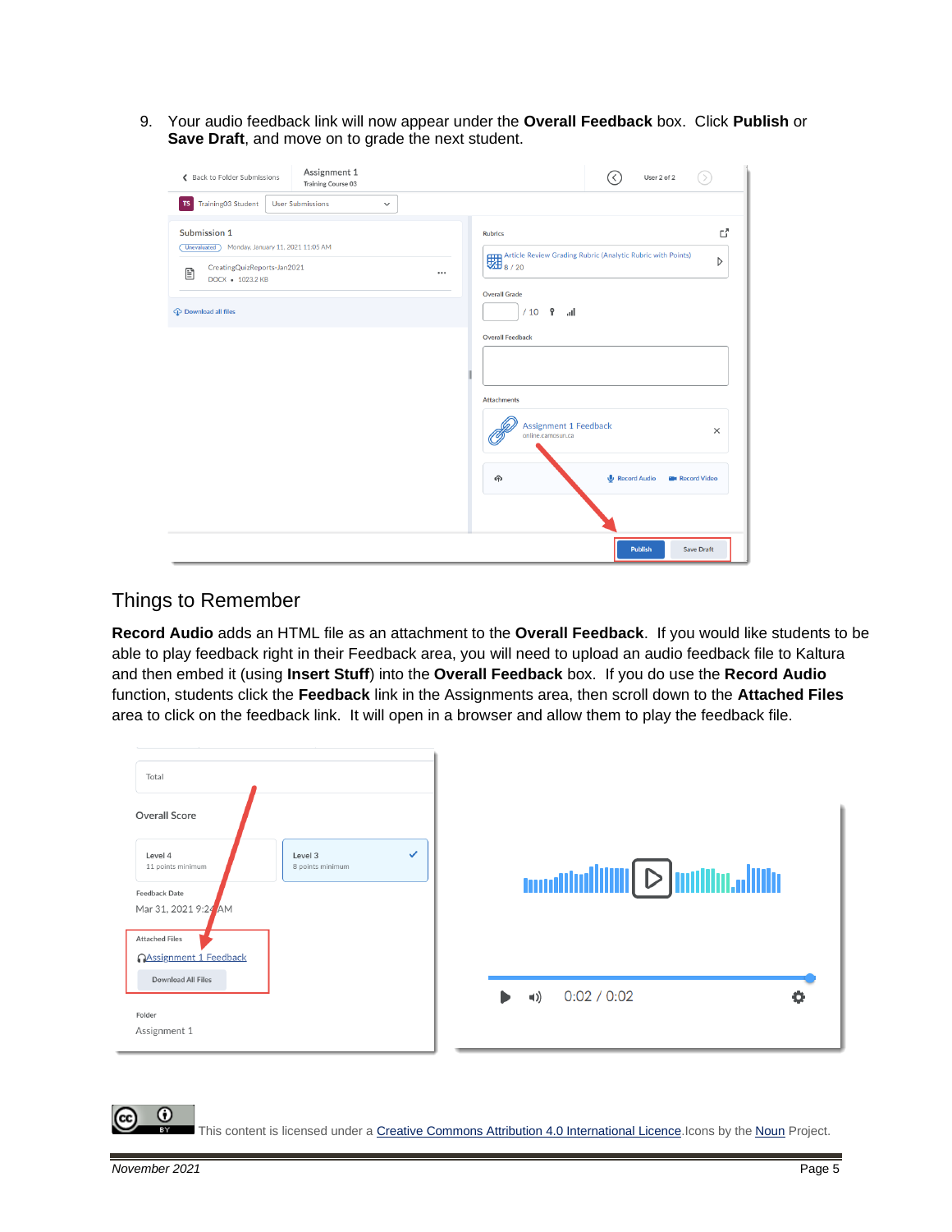9. Your audio feedback link will now appear under the **Overall Feedback** box. Click **Publish** or **Save Draft**, and move on to grade the next student.

## Things to Remember

**Record Audio** adds an HTML file as an attachment to the **Overall Feedback**. If you would like students to be able to play feedback right in their Feedback area, you will need to upload an audio feedback file to Kaltura and then embed it (using **Insert Stuff**) into the **Overall Feedback** box. If you do use the **Record Audio** function, students click the **Feedback** link in the Assignments area, then scroll down to the **Attached Files** area to click on the feedback link. It will open in a browser and allow them to play the feedback file.

This content is licensed under a Creative Commons Attribution 4.0 International Licence. Icons by the Noun Project.

*November 2021*